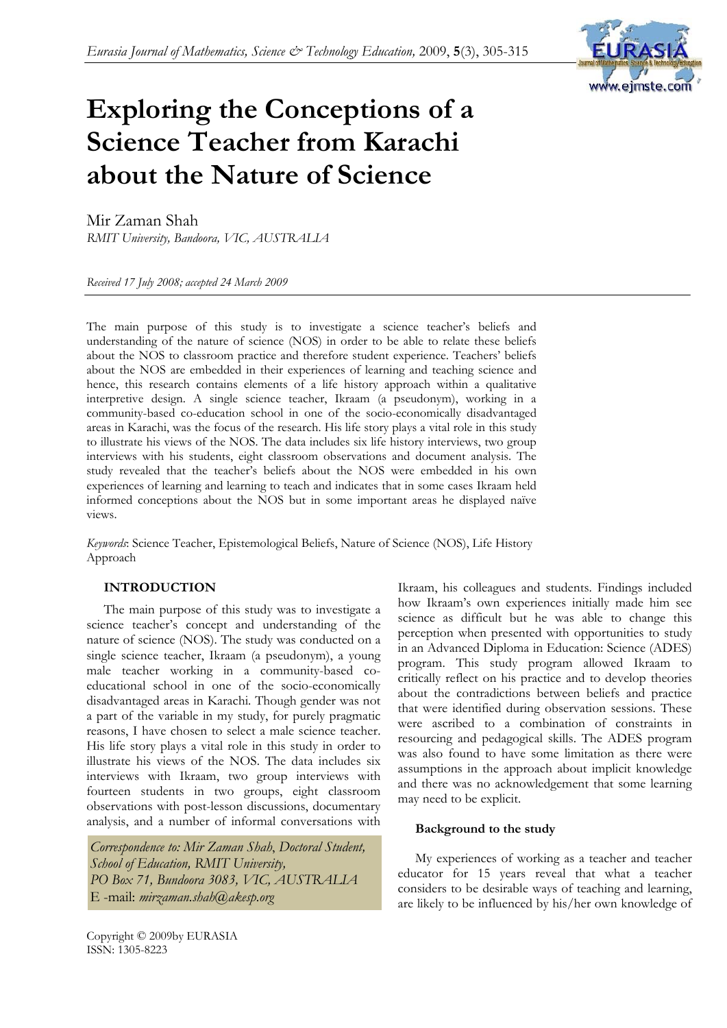# Exploring the Conceptions of a Science Teacher from Karachi about the Nature of Science

Mir Zaman Shah

*RMIT University, Bandoora, VIC, AUSTRALIA*

*Received 17 July 2008; accepted 24 March 2009*

The main purpose of this study is to investigate a science teacher's beliefs and understanding of the nature of science (NOS) in order to be able to relate these beliefs about the NOS to classroom practice and therefore student experience. Teachers' beliefs about the NOS are embedded in their experiences of learning and teaching science and hence, this research contains elements of a life history approach within a qualitative interpretive design. A single science teacher, Ikraam (a pseudonym), working in a community-based co-education school in one of the socio-economically disadvantaged areas in Karachi, was the focus of the research. His life story plays a vital role in this study to illustrate his views of the NOS. The data includes six life history interviews, two group interviews with his students, eight classroom observations and document analysis. The study revealed that the teacher's beliefs about the NOS were embedded in his own experiences of learning and learning to teach and indicates that in some cases Ikraam held informed conceptions about the NOS but in some important areas he displayed naïve views.

*Keywords*: Science Teacher, Epistemological Beliefs, Nature of Science (NOS), Life History Approach

## INTRODUCTION

The main purpose of this study was to investigate a science teacher's concept and understanding of the nature of science (NOS). The study was conducted on a single science teacher, Ikraam (a pseudonym), a young male teacher working in a community-based co-educational school in one of the socio-economically disadvantaged areas in Karachi. Though gender was not a part of the variable in my study, for purely pragmatic reasons, I have chosen to select a male science teacher. His life story plays a vital role in this study in order to illustrate his views of the NOS. The data includes six interviews with Ikraam, two group interviews with fourteen students in two groups, eight classroom observations with post-lesson discussions, documentary analysis, and a number of informal conversations with Ikraam, his colleagues and students. Findings included how Ikraam's own experiences initially made him see science as difficult but he was able to change this perception when presented with opportunities to study in an Advanced Diploma in Education: Science (ADES) program. This study program allowed Ikraam to critically reflect on his practice and to develop theories about the contradictions between beliefs and practice that were identified during observation sessions. These were ascribed to a combination of constraints in resourcing and pedagogical skills. The ADES program was also found to have some limitation as there were assumptions in the approach about implicit knowledge and there was no acknowledgement that some learning may need to be explicit.

*Correspondence to: Mir Zaman Shah, Doctoral Student, School of Education, RMIT University, PO Box 71, Bundoora 3083, VIC, AUSTRALIA*
*E -mail: mirzaman.shah@akesp.org*

Copyright © 2009by EURASIA
ISSN: 1305-8223

### Background to the study

My experiences of working as a teacher and teacher educator for 15 years reveal that what a teacher considers to be desirable ways of teaching and learning, are likely to be influenced by his/her own knowledge of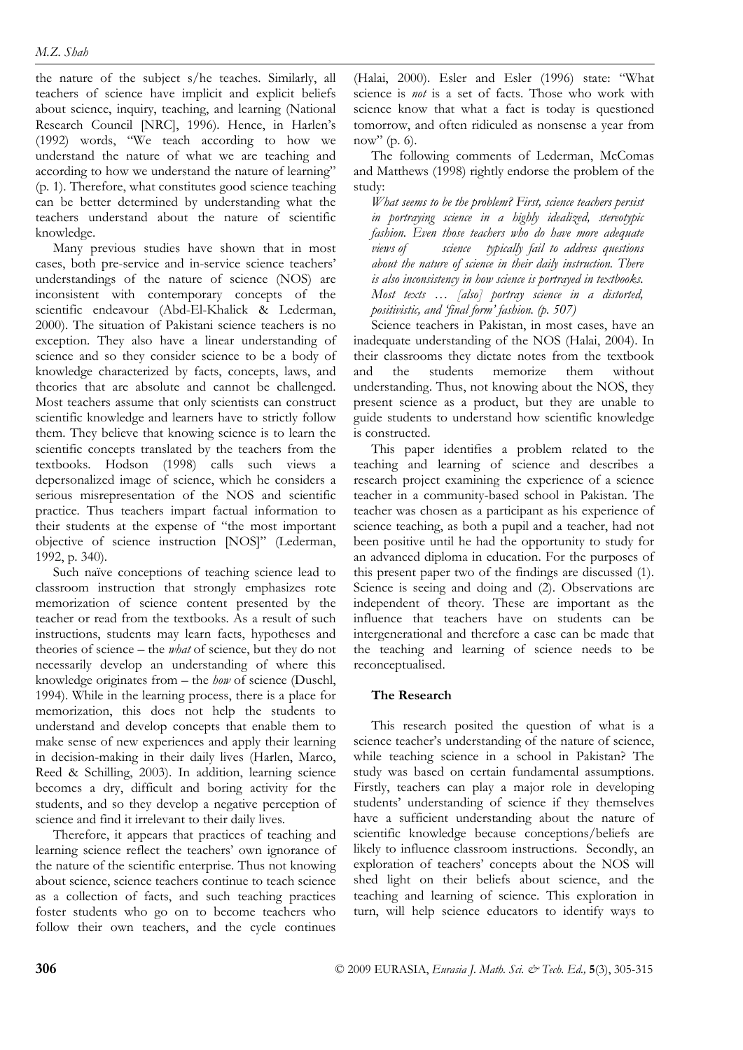the nature of the subject s/he teaches. Similarly, all teachers of science have implicit and explicit beliefs about science, inquiry, teaching, and learning (National Research Council [NRC], 1996). Hence, in Harlen's (1992) words, "We teach according to how we understand the nature of what we are teaching and according to how we understand the nature of learning" (p. 1). Therefore, what constitutes good science teaching can be better determined by understanding what the teachers understand about the nature of scientific knowledge.

Many previous studies have shown that in most cases, both pre-service and in-service science teachers' understandings of the nature of science (NOS) are inconsistent with contemporary concepts of the scientific endeavour (Abd-El-Khalick & Lederman, 2000). The situation of Pakistani science teachers is no exception. They also have a linear understanding of science and so they consider science to be a body of knowledge characterized by facts, concepts, laws, and theories that are absolute and cannot be challenged. Most teachers assume that only scientists can construct scientific knowledge and learners have to strictly follow them. They believe that knowing science is to learn the scientific concepts translated by the teachers from the textbooks. Hodson (1998) calls such views a depersonalized image of science, which he considers a serious misrepresentation of the NOS and scientific practice. Thus teachers impart factual information to their students at the expense of "the most important objective of science instruction [NOS]" (Lederman, 1992, p. 340).

Such naïve conceptions of teaching science lead to classroom instruction that strongly emphasizes rote memorization of science content presented by the teacher or read from the textbooks. As a result of such instructions, students may learn facts, hypotheses and theories of science – the *what* of science, but they do not necessarily develop an understanding of where this knowledge originates from – the *how* of science (Duschl, 1994). While in the learning process, there is a place for memorization, this does not help the students to understand and develop concepts that enable them to make sense of new experiences and apply their learning in decision-making in their daily lives (Harlen, Marco, Reed & Schilling, 2003). In addition, learning science becomes a dry, difficult and boring activity for the students, and so they develop a negative perception of science and find it irrelevant to their daily lives.

Therefore, it appears that practices of teaching and learning science reflect the teachers' own ignorance of the nature of the scientific enterprise. Thus not knowing about science, science teachers continue to teach science as a collection of facts, and such teaching practices foster students who go on to become teachers who follow their own teachers, and the cycle continues (Halai, 2000). Esler and Esler (1996) state: "What science is *not* is a set of facts. Those who work with science know that what a fact is today is questioned tomorrow, and often ridiculed as nonsense a year from now" (p. 6).

The following comments of Lederman, McComas and Matthews (1998) rightly endorse the problem of the study:

> *What seems to be the problem? First, science teachers persist in portraying science in a highly idealized, stereotypic fashion. Even those teachers who do have more adequate views of science typically fail to address questions about the nature of science in their daily instruction. There is also inconsistency in how science is portrayed in textbooks. Most texts … [also] portray science in a distorted, positivistic, and 'final form' fashion. (p. 507)*

Science teachers in Pakistan, in most cases, have an inadequate understanding of the NOS (Halai, 2004). In their classrooms they dictate notes from the textbook and the students memorize them without understanding. Thus, not knowing about the NOS, they present science as a product, but they are unable to guide students to understand how scientific knowledge is constructed.

This paper identifies a problem related to the teaching and learning of science and describes a research project examining the experience of a science teacher in a community-based school in Pakistan. The teacher was chosen as a participant as his experience of science teaching, as both a pupil and a teacher, had not been positive until he had the opportunity to study for an advanced diploma in education. For the purposes of this present paper two of the findings are discussed (1). Science is seeing and doing and (2). Observations are independent of theory. These are important as the influence that teachers have on students can be intergenerational and therefore a case can be made that the teaching and learning of science needs to be reconceptualised.

## The Research

This research posited the question of what is a science teacher's understanding of the nature of science, while teaching science in a school in Pakistan? The study was based on certain fundamental assumptions. Firstly, teachers can play a major role in developing students' understanding of science if they themselves have a sufficient understanding about the nature of scientific knowledge because conceptions/beliefs are likely to influence classroom instructions. Secondly, an exploration of teachers' concepts about the NOS will shed light on their beliefs about science, and the teaching and learning of science. This exploration in turn, will help science educators to identify ways to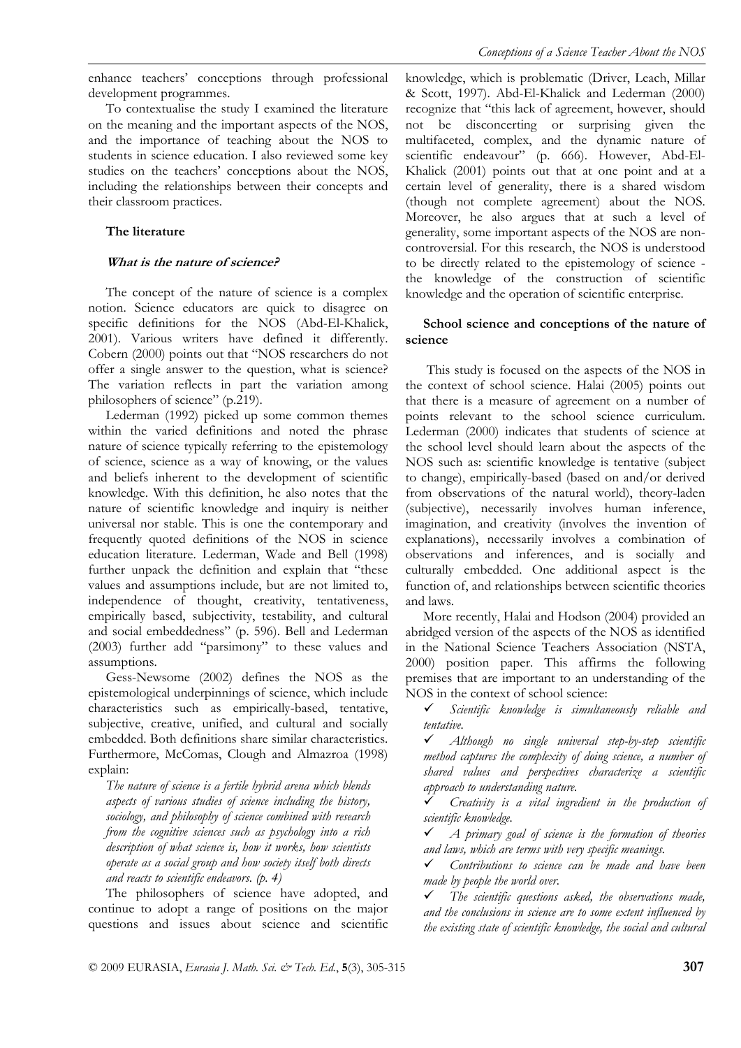enhance teachers' conceptions through professional development programmes.

To contextualise the study I examined the literature on the meaning and the important aspects of the NOS, and the importance of teaching about the NOS to students in science education. I also reviewed some key studies on the teachers' conceptions about the NOS, including the relationships between their concepts and their classroom practices.

## The literature

### *What is the nature of science?*

The concept of the nature of science is a complex notion. Science educators are quick to disagree on specific definitions for the NOS (Abd-El-Khalick, 2001). Various writers have defined it differently. Cobern (2000) points out that "NOS researchers do not offer a single answer to the question, what is science? The variation reflects in part the variation among philosophers of science" (p.219).

Lederman (1992) picked up some common themes within the varied definitions and noted the phrase nature of science typically referring to the epistemology of science, science as a way of knowing, or the values and beliefs inherent to the development of scientific knowledge. With this definition, he also notes that the nature of scientific knowledge and inquiry is neither universal nor stable. This is one the contemporary and frequently quoted definitions of the NOS in science education literature. Lederman, Wade and Bell (1998) further unpack the definition and explain that "these values and assumptions include, but are not limited to, independence of thought, creativity, tentativeness, empirically based, subjectivity, testability, and cultural and social embeddedness" (p. 596). Bell and Lederman (2003) further add "parsimony" to these values and assumptions.

Gess-Newsome (2002) defines the NOS as the epistemological underpinnings of science, which include characteristics such as empirically-based, tentative, subjective, creative, unified, and cultural and socially embedded. Both definitions share similar characteristics. Furthermore, McComas, Clough and Almazroa (1998) explain:

*The nature of science is a fertile hybrid arena which blends aspects of various studies of science including the history, sociology, and philosophy of science combined with research from the cognitive sciences such as psychology into a rich description of what science is, how it works, how scientists operate as a social group and how society itself both directs and reacts to scientific endeavors. (p. 4)*

The philosophers of science have adopted, and continue to adopt a range of positions on the major questions and issues about science and scientific knowledge, which is problematic (Driver, Leach, Millar & Scott, 1997). Abd-El-Khalick and Lederman (2000) recognize that "this lack of agreement, however, should not be disconcerting or surprising given the multifaceted, complex, and the dynamic nature of scientific endeavour" (p. 666). However, Abd-El-Khalick (2001) points out that at one point and at a certain level of generality, there is a shared wisdom (though not complete agreement) about the NOS. Moreover, he also argues that at such a level of generality, some important aspects of the NOS are non-controversial. For this research, the NOS is understood to be directly related to the epistemology of science - the knowledge of the construction of scientific knowledge and the operation of scientific enterprise.

## School science and conceptions of the nature of science

This study is focused on the aspects of the NOS in the context of school science. Halai (2005) points out that there is a measure of agreement on a number of points relevant to the school science curriculum. Lederman (2000) indicates that students of science at the school level should learn about the aspects of the NOS such as: scientific knowledge is tentative (subject to change), empirically-based (based on and/or derived from observations of the natural world), theory-laden (subjective), necessarily involves human inference, imagination, and creativity (involves the invention of explanations), necessarily involves a combination of observations and inferences, and is socially and culturally embedded. One additional aspect is the function of, and relationships between scientific theories and laws.

More recently, Halai and Hodson (2004) provided an abridged version of the aspects of the NOS as identified in the National Science Teachers Association (NSTA, 2000) position paper. This affirms the following premises that are important to an understanding of the NOS in the context of school science:

- ✓ *Scientific knowledge is simultaneously reliable and tentative.*
- ✓ *Although no single universal step-by-step scientific method captures the complexity of doing science, a number of shared values and perspectives characterize a scientific approach to understanding nature.*
- ✓ *Creativity is a vital ingredient in the production of scientific knowledge.*
- ✓ *A primary goal of science is the formation of theories and laws, which are terms with very specific meanings.*
- ✓ *Contributions to science can be made and have been made by people the world over.*
- ✓ *The scientific questions asked, the observations made, and the conclusions in science are to some extent influenced by the existing state of scientific knowledge, the social and cultural*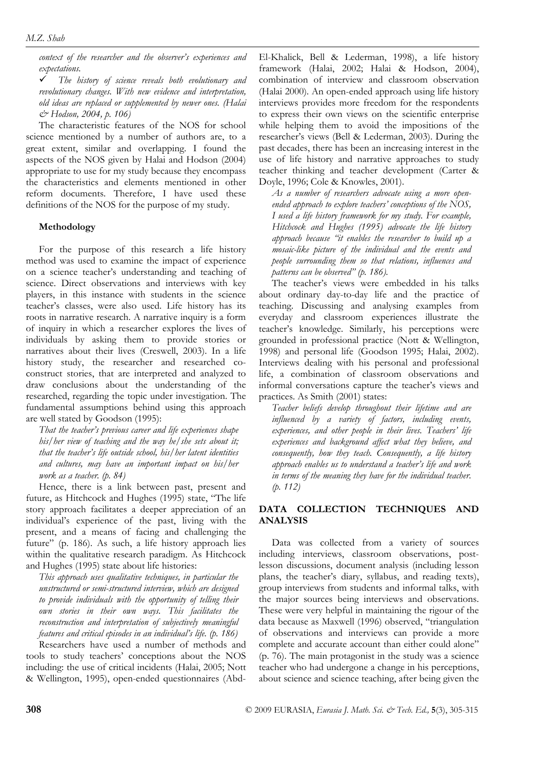*context of the researcher and the observer's experiences and expectations.*

✓ *The history of science reveals both evolutionary and revolutionary changes. With new evidence and interpretation, old ideas are replaced or supplemented by newer ones. (Halai & Hodson, 2004, p. 106)*

The characteristic features of the NOS for school science mentioned by a number of authors are, to a great extent, similar and overlapping. I found the aspects of the NOS given by Halai and Hodson (2004) appropriate to use for my study because they encompass the characteristics and elements mentioned in other reform documents. Therefore, I have used these definitions of the NOS for the purpose of my study.

### Methodology

For the purpose of this research a life history method was used to examine the impact of experience on a science teacher's understanding and teaching of science. Direct observations and interviews with key players, in this instance with students in the science teacher's classes, were also used. Life history has its roots in narrative research. A narrative inquiry is a form of inquiry in which a researcher explores the lives of individuals by asking them to provide stories or narratives about their lives (Creswell, 2003). In a life history study, the researcher and researched co-construct stories, that are interpreted and analyzed to draw conclusions about the understanding of the researched, regarding the topic under investigation. The fundamental assumptions behind using this approach are well stated by Goodson (1995):

*That the teacher's previous career and life experiences shape his/her view of teaching and the way he/she sets about it; that the teacher's life outside school, his/her latent identities and cultures, may have an important impact on his/her work as a teacher. (p. 84)*

Hence, there is a link between past, present and future, as Hitchcock and Hughes (1995) state, "The life story approach facilitates a deeper appreciation of an individual's experience of the past, living with the present, and a means of facing and challenging the future" (p. 186). As such, a life history approach lies within the qualitative research paradigm. As Hitchcock and Hughes (1995) state about life histories:

*This approach uses qualitative techniques, in particular the unstructured or semi-structured interview, which are designed to provide individuals with the opportunity of telling their own stories in their own ways. This facilitates the reconstruction and interpretation of subjectively meaningful features and critical episodes in an individual's life. (p. 186)*

Researchers have used a number of methods and tools to study teachers' conceptions about the NOS including: the use of critical incidents (Halai, 2005; Nott & Wellington, 1995), open-ended questionnaires (Abd-El-Khalick, Bell & Lederman, 1998), a life history framework (Halai, 2002; Halai & Hodson, 2004), combination of interview and classroom observation (Halai 2000). An open-ended approach using life history interviews provides more freedom for the respondents to express their own views on the scientific enterprise while helping them to avoid the impositions of the researcher's views (Bell & Lederman, 2003). During the past decades, there has been an increasing interest in the use of life history and narrative approaches to study teacher thinking and teacher development (Carter & Doyle, 1996; Cole & Knowles, 2001).

*As a number of researchers advocate using a more open-ended approach to explore teachers' conceptions of the NOS, I used a life history framework for my study. For example, Hitchcock and Hughes (1995) advocate the life history approach because "it enables the researcher to build up a mosaic-like picture of the individual and the events and people surrounding them so that relations, influences and patterns can be observed" (p. 186).*

The teacher's views were embedded in his talks about ordinary day-to-day life and the practice of teaching. Discussing and analysing examples from everyday and classroom experiences illustrate the teacher's knowledge. Similarly, his perceptions were grounded in professional practice (Nott & Wellington, 1998) and personal life (Goodson 1995; Halai, 2002). Interviews dealing with his personal and professional life, a combination of classroom observations and informal conversations capture the teacher's views and practices. As Smith (2001) states:

*Teacher beliefs develop throughout their lifetime and are influenced by a variety of factors, including events, experiences, and other people in their lives. Teachers' life experiences and background affect what they believe, and consequently, how they teach. Consequently, a life history approach enables us to understand a teacher's life and work in terms of the meaning they have for the individual teacher. (p. 112)*

## DATA COLLECTION TECHNIQUES AND ANALYSIS

Data was collected from a variety of sources including interviews, classroom observations, post-lesson discussions, document analysis (including lesson plans, the teacher's diary, syllabus, and reading texts), group interviews from students and informal talks, with the major sources being interviews and observations. These were very helpful in maintaining the rigour of the data because as Maxwell (1996) observed, "triangulation of observations and interviews can provide a more complete and accurate account than either could alone" (p. 76). The main protagonist in the study was a science teacher who had undergone a change in his perceptions, about science and science teaching, after being given the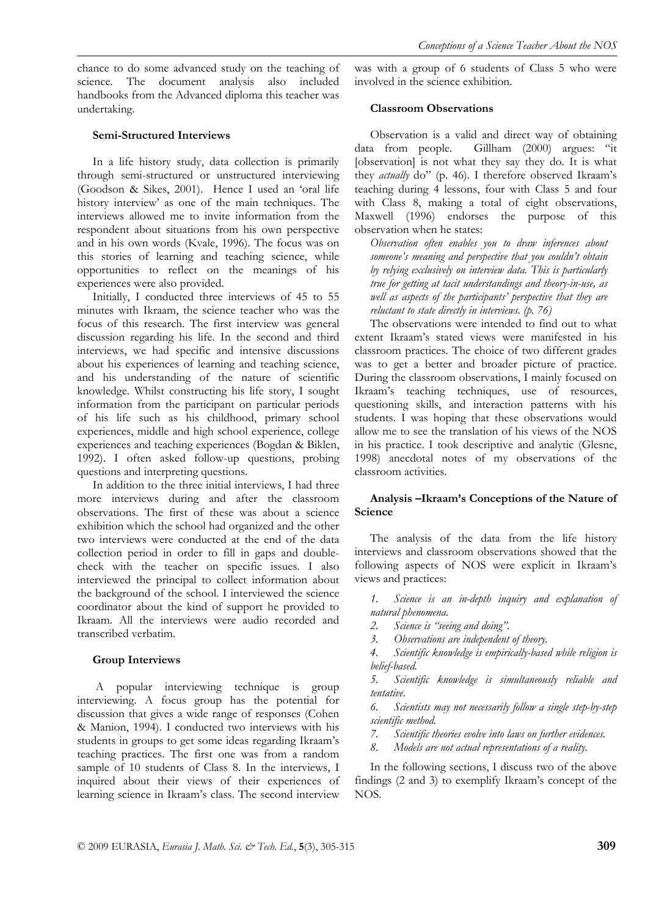chance to do some advanced study on the teaching of science. The document analysis also included handbooks from the Advanced diploma this teacher was undertaking.

### Semi-Structured Interviews

In a life history study, data collection is primarily through semi-structured or unstructured interviewing (Goodson & Sikes, 2001). Hence I used an 'oral life history interview' as one of the main techniques. The interviews allowed me to invite information from the respondent about situations from his own perspective and in his own words (Kvale, 1996). The focus was on this stories of learning and teaching science, while opportunities to reflect on the meanings of his experiences were also provided.

Initially, I conducted three interviews of 45 to 55 minutes with Ikraam, the science teacher who was the focus of this research. The first interview was general discussion regarding his life. In the second and third interviews, we had specific and intensive discussions about his experiences of learning and teaching science, and his understanding of the nature of scientific knowledge. Whilst constructing his life story, I sought information from the participant on particular periods of his life such as his childhood, primary school experiences, middle and high school experience, college experiences and teaching experiences (Bogdan & Biklen, 1992). I often asked follow-up questions, probing questions and interpreting questions.

In addition to the three initial interviews, I had three more interviews during and after the classroom observations. The first of these was about a science exhibition which the school had organized and the other two interviews were conducted at the end of the data collection period in order to fill in gaps and double-check with the teacher on specific issues. I also interviewed the principal to collect information about the background of the school. I interviewed the science coordinator about the kind of support he provided to Ikraam. All the interviews were audio recorded and transcribed verbatim.

### Group Interviews

A popular interviewing technique is group interviewing. A focus group has the potential for discussion that gives a wide range of responses (Cohen & Manion, 1994). I conducted two interviews with his students in groups to get some ideas regarding Ikraam's teaching practices. The first one was from a random sample of 10 students of Class 8. In the interviews, I inquired about their views of their experiences of learning science in Ikraam's class. The second interview was with a group of 6 students of Class 5 who were involved in the science exhibition.

### Classroom Observations

Observation is a valid and direct way of obtaining data from people. Gillham (2000) argues: "it [observation] is not what they say they do. It is what they *actually* do" (p. 46). I therefore observed Ikraam's teaching during 4 lessons, four with Class 5 and four with Class 8, making a total of eight observations, Maxwell (1996) endorses the purpose of this observation when he states:

*Observation often enables you to draw inferences about someone's meaning and perspective that you couldn't obtain by relying exclusively on interview data. This is particularly true for getting at tacit understandings and theory-in-use, as well as aspects of the participants' perspective that they are reluctant to state directly in interviews. (p. 76)*

The observations were intended to find out to what extent Ikraam's stated views were manifested in his classroom practices. The choice of two different grades was to get a better and broader picture of practice. During the classroom observations, I mainly focused on Ikraam's teaching techniques, use of resources, questioning skills, and interaction patterns with his students. I was hoping that these observations would allow me to see the translation of his views of the NOS in his practice. I took descriptive and analytic (Glesne, 1998) anecdotal notes of my observations of the classroom activities.

### Analysis –Ikraam's Conceptions of the Nature of Science

The analysis of the data from the life history interviews and classroom observations showed that the following aspects of NOS were explicit in Ikraam's views and practices:

1. *Science is an in-depth inquiry and explanation of natural phenomena.*
2. *Science is "seeing and doing".*
3. *Observations are independent of theory.*
4. *Scientific knowledge is empirically-based while religion is belief-based.*
5. *Scientific knowledge is simultaneously reliable and tentative.*
6. *Scientists may not necessarily follow a single step-by-step scientific method.*
7. *Scientific theories evolve into laws on further evidences.*
8. *Models are not actual representations of a reality.*

In the following sections, I discuss two of the above findings (2 and 3) to exemplify Ikraam's concept of the NOS.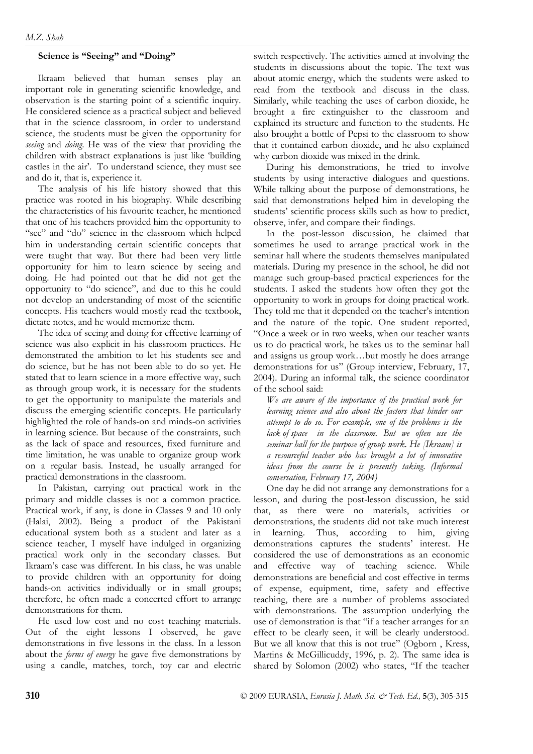### Science is "Seeing" and "Doing"

Ikraam believed that human senses play an important role in generating scientific knowledge, and observation is the starting point of a scientific inquiry. He considered science as a practical subject and believed that in the science classroom, in order to understand science, the students must be given the opportunity for *seeing* and *doing*. He was of the view that providing the children with abstract explanations is just like 'building castles in the air'. To understand science, they must see and do it, that is, experience it.

The analysis of his life history showed that this practice was rooted in his biography. While describing the characteristics of his favourite teacher, he mentioned that one of his teachers provided him the opportunity to "see" and "do" science in the classroom which helped him in understanding certain scientific concepts that were taught that way. But there had been very little opportunity for him to learn science by seeing and doing. He had pointed out that he did not get the opportunity to "do science", and due to this he could not develop an understanding of most of the scientific concepts. His teachers would mostly read the textbook, dictate notes, and he would memorize them.

The idea of seeing and doing for effective learning of science was also explicit in his classroom practices. He demonstrated the ambition to let his students see and do science, but he has not been able to do so yet. He stated that to learn science in a more effective way, such as through group work, it is necessary for the students to get the opportunity to manipulate the materials and discuss the emerging scientific concepts. He particularly highlighted the role of hands-on and minds-on activities in learning science. But because of the constraints, such as the lack of space and resources, fixed furniture and time limitation, he was unable to organize group work on a regular basis. Instead, he usually arranged for practical demonstrations in the classroom.

In Pakistan, carrying out practical work in the primary and middle classes is not a common practice. Practical work, if any, is done in Classes 9 and 10 only (Halai, 2002). Being a product of the Pakistani educational system both as a student and later as a science teacher, I myself have indulged in organizing practical work only in the secondary classes. But Ikraam's case was different. In his class, he was unable to provide children with an opportunity for doing hands-on activities individually or in small groups; therefore, he often made a concerted effort to arrange demonstrations for them.

He used low cost and no cost teaching materials. Out of the eight lessons I observed, he gave demonstrations in five lessons in the class. In a lesson about the *forms of energy* he gave five demonstrations by using a candle, matches, torch, toy car and electric switch respectively. The activities aimed at involving the students in discussions about the topic. The text was about atomic energy, which the students were asked to read from the textbook and discuss in the class. Similarly, while teaching the uses of carbon dioxide, he brought a fire extinguisher to the classroom and explained its structure and function to the students. He also brought a bottle of Pepsi to the classroom to show that it contained carbon dioxide, and he also explained why carbon dioxide was mixed in the drink.

During his demonstrations, he tried to involve students by using interactive dialogues and questions. While talking about the purpose of demonstrations, he said that demonstrations helped him in developing the students' scientific process skills such as how to predict, observe, infer, and compare their findings.

In the post-lesson discussion, he claimed that sometimes he used to arrange practical work in the seminar hall where the students themselves manipulated materials. During my presence in the school, he did not manage such group-based practical experiences for the students. I asked the students how often they got the opportunity to work in groups for doing practical work. They told me that it depended on the teacher's intention and the nature of the topic. One student reported, "Once a week or in two weeks, when our teacher wants us to do practical work, he takes us to the seminar hall and assigns us group work…but mostly he does arrange demonstrations for us" (Group interview, February, 17, 2004). During an informal talk, the science coordinator of the school said:

> *We are aware of the importance of the practical work for learning science and also about the factors that hinder our attempt to do so. For example, one of the problems is the lack of space in the classroom. But we often use the seminar hall for the purpose of group work. He [Ikraam] is a resourceful teacher who has brought a lot of innovative ideas from the course he is presently taking. (Informal conversation, February 17, 2004)*

One day he did not arrange any demonstrations for a lesson, and during the post-lesson discussion, he said that, as there were no materials, activities or demonstrations, the students did not take much interest in learning. Thus, according to him, giving demonstrations captures the students' interest. He considered the use of demonstrations as an economic and effective way of teaching science. While demonstrations are beneficial and cost effective in terms of expense, equipment, time, safety and effective teaching, there are a number of problems associated with demonstrations. The assumption underlying the use of demonstration is that "if a teacher arranges for an effect to be clearly seen, it will be clearly understood. But we all know that this is not true" (Ogborn , Kress, Martins & McGillicuddy, 1996, p. 2). The same idea is shared by Solomon (2002) who states, "If the teacher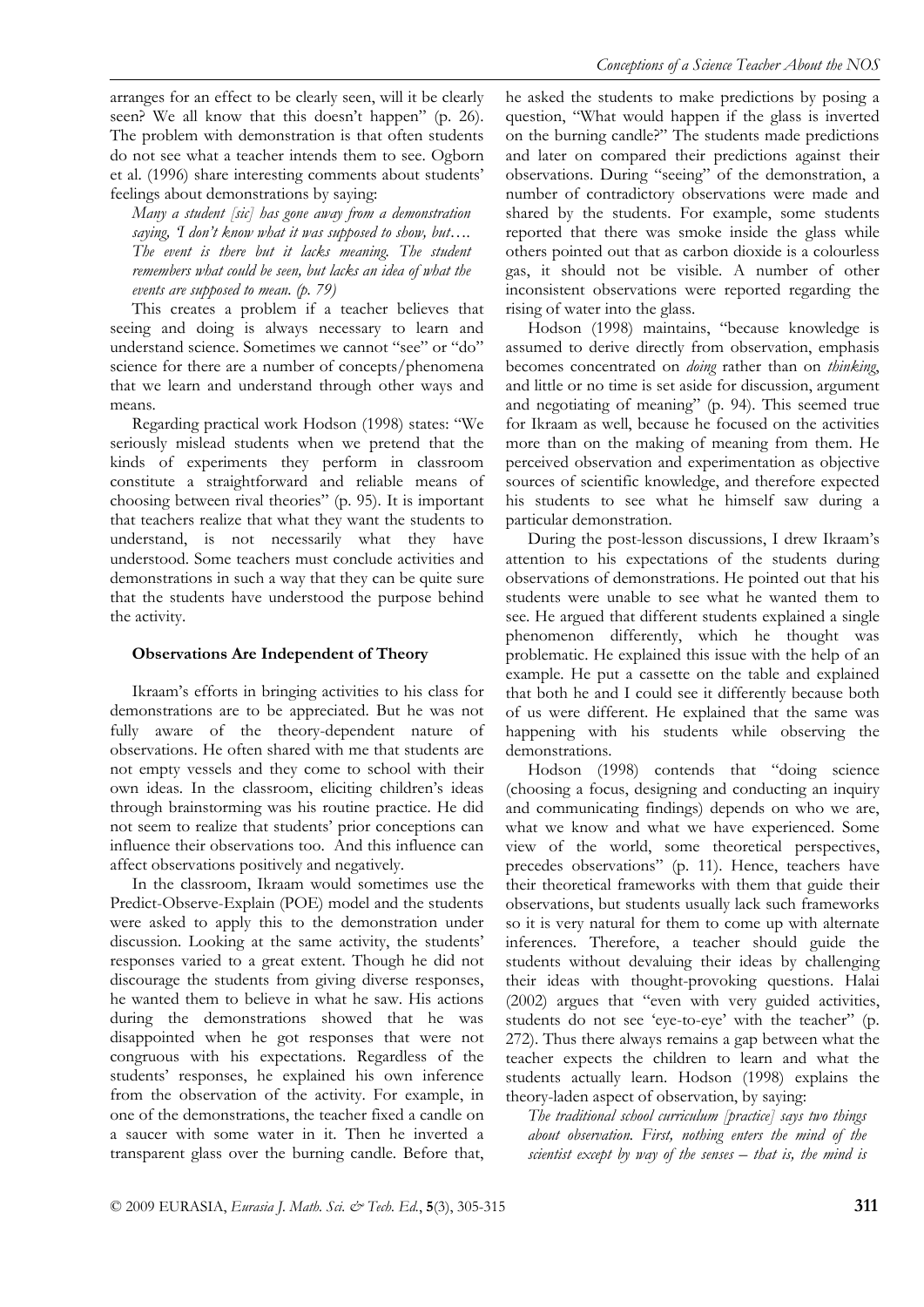arranges for an effect to be clearly seen, will it be clearly seen? We all know that this doesn't happen" (p. 26). The problem with demonstration is that often students do not see what a teacher intends them to see. Ogborn et al. (1996) share interesting comments about students' feelings about demonstrations by saying:

*Many a student [sic] has gone away from a demonstration saying, 'I don't know what it was supposed to show, but…. The event is there but it lacks meaning. The student remembers what could be seen, but lacks an idea of what the events are supposed to mean. (p. 79)*

This creates a problem if a teacher believes that seeing and doing is always necessary to learn and understand science. Sometimes we cannot "see" or "do" science for there are a number of concepts/phenomena that we learn and understand through other ways and means.

Regarding practical work Hodson (1998) states: "We seriously mislead students when we pretend that the kinds of experiments they perform in classroom constitute a straightforward and reliable means of choosing between rival theories" (p. 95). It is important that teachers realize that what they want the students to understand, is not necessarily what they have understood. Some teachers must conclude activities and demonstrations in such a way that they can be quite sure that the students have understood the purpose behind the activity.

## Observations Are Independent of Theory

Ikraam's efforts in bringing activities to his class for demonstrations are to be appreciated. But he was not fully aware of the theory-dependent nature of observations. He often shared with me that students are not empty vessels and they come to school with their own ideas. In the classroom, eliciting children's ideas through brainstorming was his routine practice. He did not seem to realize that students' prior conceptions can influence their observations too. And this influence can affect observations positively and negatively.

In the classroom, Ikraam would sometimes use the Predict-Observe-Explain (POE) model and the students were asked to apply this to the demonstration under discussion. Looking at the same activity, the students' responses varied to a great extent. Though he did not discourage the students from giving diverse responses, he wanted them to believe in what he saw. His actions during the demonstrations showed that he was disappointed when he got responses that were not congruous with his expectations. Regardless of the students' responses, he explained his own inference from the observation of the activity. For example, in one of the demonstrations, the teacher fixed a candle on a saucer with some water in it. Then he inverted a transparent glass over the burning candle. Before that, he asked the students to make predictions by posing a question, "What would happen if the glass is inverted on the burning candle?" The students made predictions and later on compared their predictions against their observations. During "seeing" of the demonstration, a number of contradictory observations were made and shared by the students. For example, some students reported that there was smoke inside the glass while others pointed out that as carbon dioxide is a colourless gas, it should not be visible. A number of other inconsistent observations were reported regarding the rising of water into the glass.

Hodson (1998) maintains, "because knowledge is assumed to derive directly from observation, emphasis becomes concentrated on *doing* rather than on *thinking*, and little or no time is set aside for discussion, argument and negotiating of meaning" (p. 94). This seemed true for Ikraam as well, because he focused on the activities more than on the making of meaning from them. He perceived observation and experimentation as objective sources of scientific knowledge, and therefore expected his students to see what he himself saw during a particular demonstration.

During the post-lesson discussions, I drew Ikraam's attention to his expectations of the students during observations of demonstrations. He pointed out that his students were unable to see what he wanted them to see. He argued that different students explained a single phenomenon differently, which he thought was problematic. He explained this issue with the help of an example. He put a cassette on the table and explained that both he and I could see it differently because both of us were different. He explained that the same was happening with his students while observing the demonstrations.

Hodson (1998) contends that "doing science (choosing a focus, designing and conducting an inquiry and communicating findings) depends on who we are, what we know and what we have experienced. Some view of the world, some theoretical perspectives, precedes observations" (p. 11). Hence, teachers have their theoretical frameworks with them that guide their observations, but students usually lack such frameworks so it is very natural for them to come up with alternate inferences. Therefore, a teacher should guide the students without devaluing their ideas by challenging their ideas with thought-provoking questions. Halai (2002) argues that "even with very guided activities, students do not see 'eye-to-eye' with the teacher" (p. 272). Thus there always remains a gap between what the teacher expects the children to learn and what the students actually learn. Hodson (1998) explains the theory-laden aspect of observation, by saying:

*The traditional school curriculum [practice] says two things about observation. First, nothing enters the mind of the scientist except by way of the senses – that is, the mind is*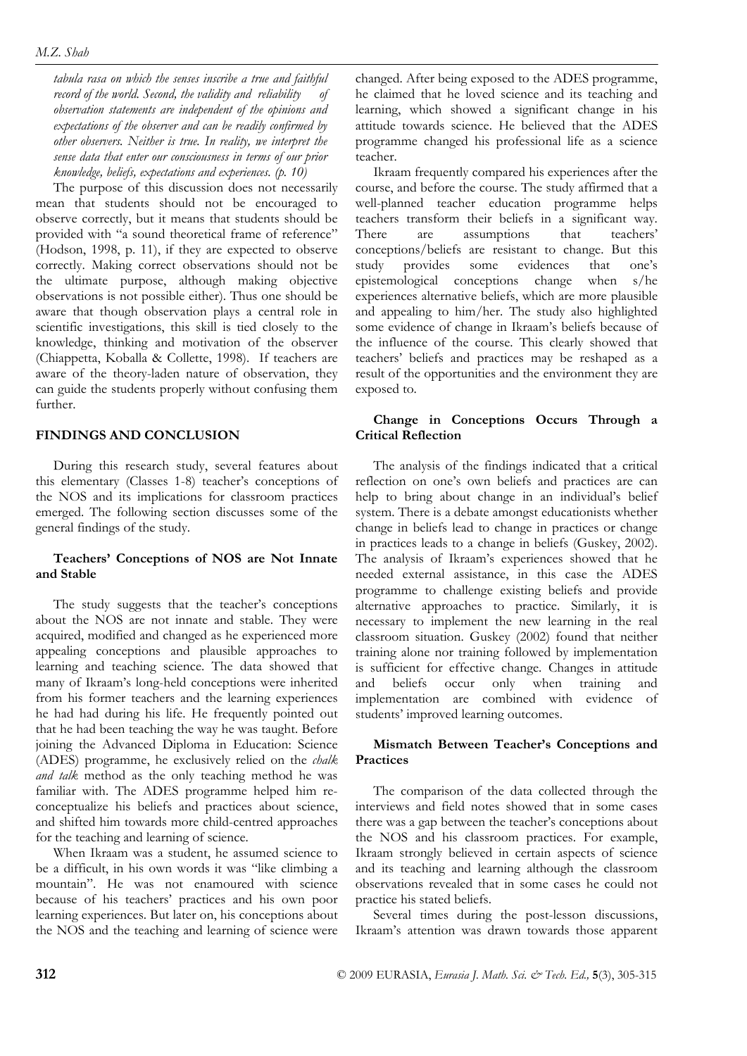*tabula rasa on which the senses inscribe a true and faithful record of the world. Second, the validity and reliability of observation statements are independent of the opinions and expectations of the observer and can be readily confirmed by other observers. Neither is true. In reality, we interpret the sense data that enter our consciousness in terms of our prior knowledge, beliefs, expectations and experiences. (p. 10)*

The purpose of this discussion does not necessarily mean that students should not be encouraged to observe correctly, but it means that students should be provided with "a sound theoretical frame of reference" (Hodson, 1998, p. 11), if they are expected to observe correctly. Making correct observations should not be the ultimate purpose, although making objective observations is not possible either). Thus one should be aware that though observation plays a central role in scientific investigations, this skill is tied closely to the knowledge, thinking and motivation of the observer (Chiappetta, Koballa & Collette, 1998). If teachers are aware of the theory-laden nature of observation, they can guide the students properly without confusing them further.

## FINDINGS AND CONCLUSION

During this research study, several features about this elementary (Classes 1-8) teacher's conceptions of the NOS and its implications for classroom practices emerged. The following section discusses some of the general findings of the study.

### Teachers' Conceptions of NOS are Not Innate and Stable

The study suggests that the teacher's conceptions about the NOS are not innate and stable. They were acquired, modified and changed as he experienced more appealing conceptions and plausible approaches to learning and teaching science. The data showed that many of Ikraam's long-held conceptions were inherited from his former teachers and the learning experiences he had had during his life. He frequently pointed out that he had been teaching the way he was taught. Before joining the Advanced Diploma in Education: Science (ADES) programme, he exclusively relied on the *chalk and talk* method as the only teaching method he was familiar with. The ADES programme helped him re-conceptualize his beliefs and practices about science, and shifted him towards more child-centred approaches for the teaching and learning of science.

When Ikraam was a student, he assumed science to be a difficult, in his own words it was "like climbing a mountain". He was not enamoured with science because of his teachers' practices and his own poor learning experiences. But later on, his conceptions about the NOS and the teaching and learning of science were changed. After being exposed to the ADES programme, he claimed that he loved science and its teaching and learning, which showed a significant change in his attitude towards science. He believed that the ADES programme changed his professional life as a science teacher.

Ikraam frequently compared his experiences after the course, and before the course. The study affirmed that a well-planned teacher education programme helps teachers transform their beliefs in a significant way. There are assumptions that teachers' conceptions/beliefs are resistant to change. But this study provides some evidences that one's epistemological conceptions change when s/he experiences alternative beliefs, which are more plausible and appealing to him/her. The study also highlighted some evidence of change in Ikraam's beliefs because of the influence of the course. This clearly showed that teachers' beliefs and practices may be reshaped as a result of the opportunities and the environment they are exposed to.

### Change in Conceptions Occurs Through a Critical Reflection

The analysis of the findings indicated that a critical reflection on one's own beliefs and practices are can help to bring about change in an individual's belief system. There is a debate amongst educationists whether change in beliefs lead to change in practices or change in practices leads to a change in beliefs (Guskey, 2002). The analysis of Ikraam's experiences showed that he needed external assistance, in this case the ADES programme to challenge existing beliefs and provide alternative approaches to practice. Similarly, it is necessary to implement the new learning in the real classroom situation. Guskey (2002) found that neither training alone nor training followed by implementation is sufficient for effective change. Changes in attitude and beliefs occur only when training and implementation are combined with evidence of students' improved learning outcomes.

### Mismatch Between Teacher's Conceptions and Practices

The comparison of the data collected through the interviews and field notes showed that in some cases there was a gap between the teacher's conceptions about the NOS and his classroom practices. For example, Ikraam strongly believed in certain aspects of science and its teaching and learning although the classroom observations revealed that in some cases he could not practice his stated beliefs.

Several times during the post-lesson discussions, Ikraam's attention was drawn towards those apparent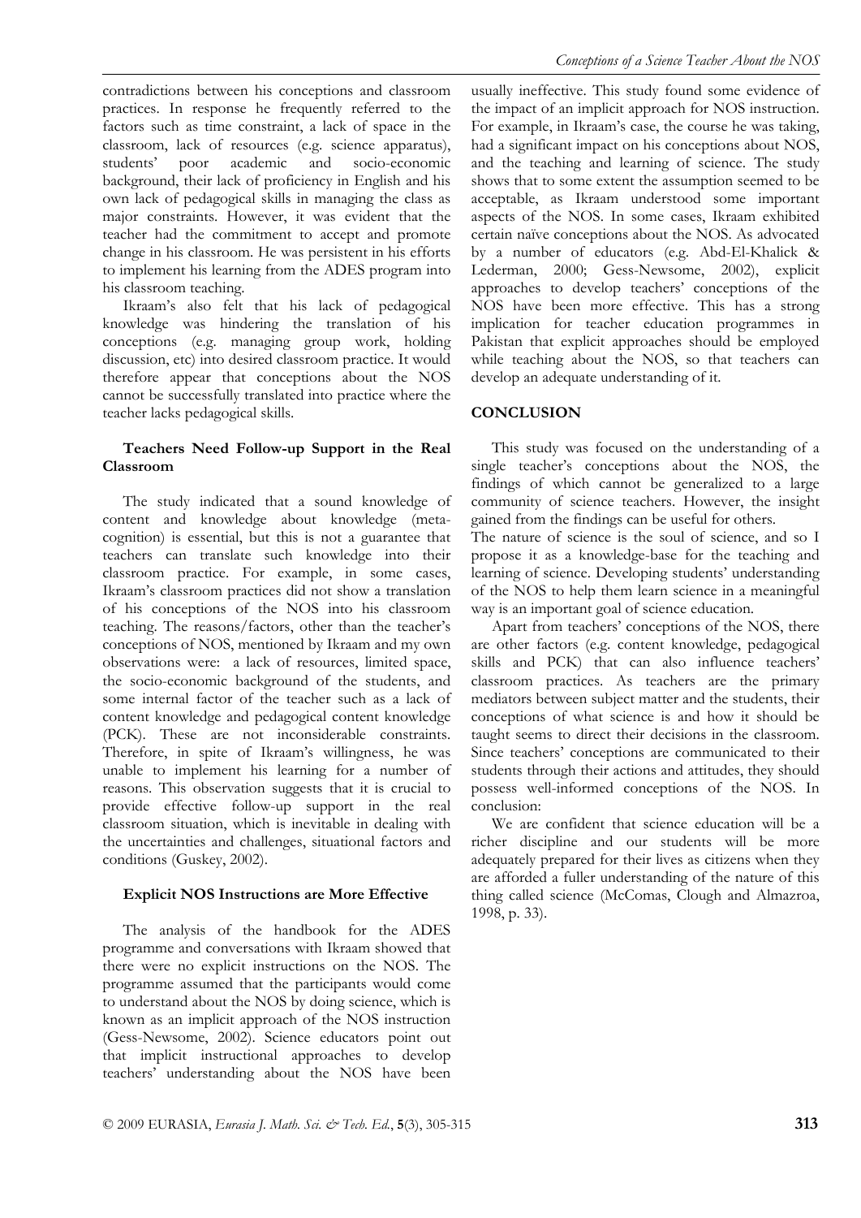contradictions between his conceptions and classroom practices. In response he frequently referred to the factors such as time constraint, a lack of space in the classroom, lack of resources (e.g. science apparatus), students' poor academic and socio-economic background, their lack of proficiency in English and his own lack of pedagogical skills in managing the class as major constraints. However, it was evident that the teacher had the commitment to accept and promote change in his classroom. He was persistent in his efforts to implement his learning from the ADES program into his classroom teaching.

Ikraam's also felt that his lack of pedagogical knowledge was hindering the translation of his conceptions (e.g. managing group work, holding discussion, etc) into desired classroom practice. It would therefore appear that conceptions about the NOS cannot be successfully translated into practice where the teacher lacks pedagogical skills.

### Teachers Need Follow-up Support in the Real Classroom

The study indicated that a sound knowledge of content and knowledge about knowledge (meta-cognition) is essential, but this is not a guarantee that teachers can translate such knowledge into their classroom practice. For example, in some cases, Ikraam's classroom practices did not show a translation of his conceptions of the NOS into his classroom teaching. The reasons/factors, other than the teacher's conceptions of NOS, mentioned by Ikraam and my own observations were: a lack of resources, limited space, the socio-economic background of the students, and some internal factor of the teacher such as a lack of content knowledge and pedagogical content knowledge (PCK). These are not inconsiderable constraints. Therefore, in spite of Ikraam's willingness, he was unable to implement his learning for a number of reasons. This observation suggests that it is crucial to provide effective follow-up support in the real classroom situation, which is inevitable in dealing with the uncertainties and challenges, situational factors and conditions (Guskey, 2002).

### Explicit NOS Instructions are More Effective

The analysis of the handbook for the ADES programme and conversations with Ikraam showed that there were no explicit instructions on the NOS. The programme assumed that the participants would come to understand about the NOS by doing science, which is known as an implicit approach of the NOS instruction (Gess-Newsome, 2002). Science educators point out that implicit instructional approaches to develop teachers' understanding about the NOS have been usually ineffective. This study found some evidence of the impact of an implicit approach for NOS instruction. For example, in Ikraam's case, the course he was taking, had a significant impact on his conceptions about NOS, and the teaching and learning of science. The study shows that to some extent the assumption seemed to be acceptable, as Ikraam understood some important aspects of the NOS. In some cases, Ikraam exhibited certain naïve conceptions about the NOS. As advocated by a number of educators (e.g. Abd-El-Khalick & Lederman, 2000; Gess-Newsome, 2002), explicit approaches to develop teachers' conceptions of the NOS have been more effective. This has a strong implication for teacher education programmes in Pakistan that explicit approaches should be employed while teaching about the NOS, so that teachers can develop an adequate understanding of it.

## CONCLUSION

This study was focused on the understanding of a single teacher's conceptions about the NOS, the findings of which cannot be generalized to a large community of science teachers. However, the insight gained from the findings can be useful for others.

The nature of science is the soul of science, and so I propose it as a knowledge-base for the teaching and learning of science. Developing students' understanding of the NOS to help them learn science in a meaningful way is an important goal of science education.

Apart from teachers' conceptions of the NOS, there are other factors (e.g. content knowledge, pedagogical skills and PCK) that can also influence teachers' classroom practices. As teachers are the primary mediators between subject matter and the students, their conceptions of what science is and how it should be taught seems to direct their decisions in the classroom. Since teachers' conceptions are communicated to their students through their actions and attitudes, they should possess well-informed conceptions of the NOS. In conclusion:

We are confident that science education will be a richer discipline and our students will be more adequately prepared for their lives as citizens when they are afforded a fuller understanding of the nature of this thing called science (McComas, Clough and Almazroa, 1998, p. 33).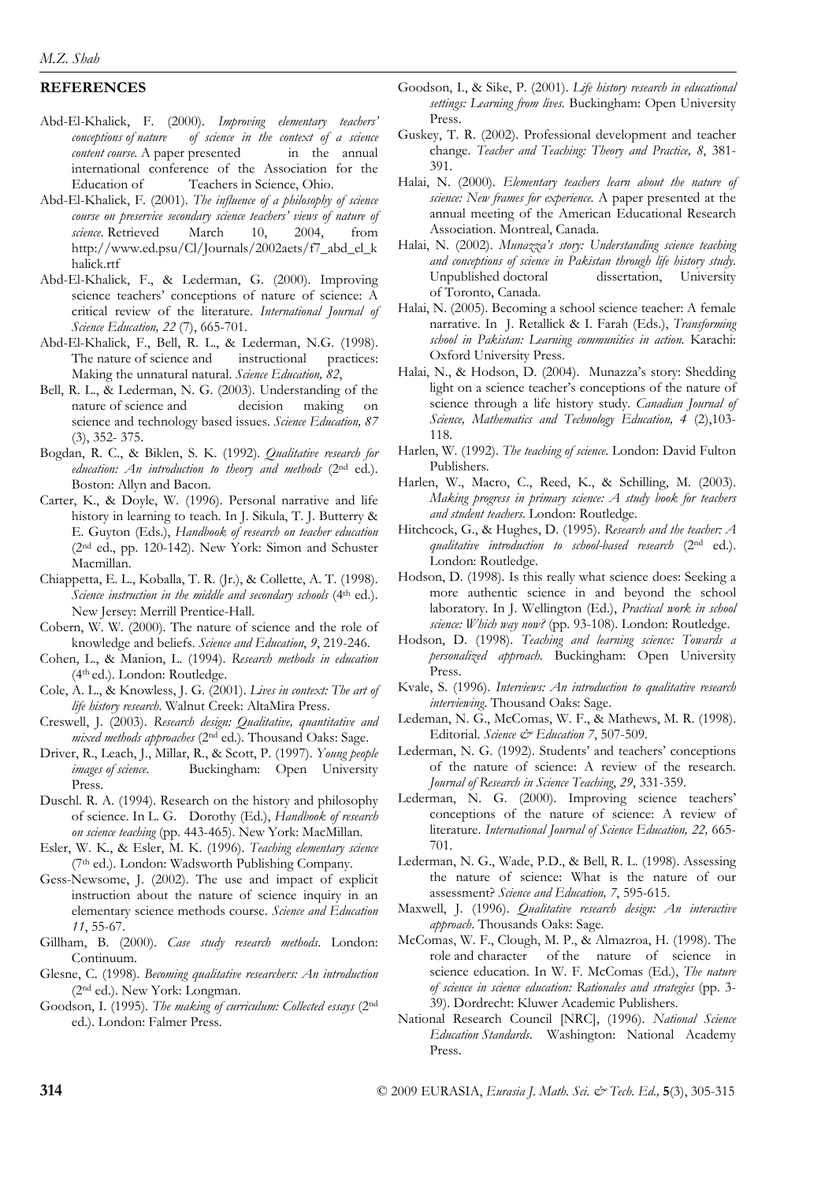## REFERENCES

Abd-El-Khalick, F. (2000). *Improving elementary teachers' conceptions of nature of science in the context of a science content course.* A paper presented in the annual international conference of the Association for the Education of Teachers in Science, Ohio.

Abd-El-Khalick, F. (2001). *The influence of a philosophy of science course on preservice secondary science teachers' views of nature of science*. Retrieved March 10, 2004, from http://www.ed.psu/Cl/Journals/2002aets/f7_abd_el_khalick.rtf

Abd-El-Khalick, F., & Lederman, G. (2000). Improving science teachers' conceptions of nature of science: A critical review of the literature. *International Journal of Science Education, 22* (7), 665-701.

Abd-El-Khalick, F., Bell, R. L., & Lederman, N.G. (1998). The nature of science and instructional practices: Making the unnatural natural. *Science Education, 82*,

Bell, R. L., & Lederman, N. G. (2003). Understanding of the nature of science and decision making on science and technology based issues. *Science Education, 87* (3), 352- 375.

Bogdan, R. C., & Biklen, S. K. (1992). *Qualitative research for education: An introduction to theory and methods* (2nd ed.). Boston: Allyn and Bacon.

Carter, K., & Doyle, W. (1996). Personal narrative and life history in learning to teach. In J. Sikula, T. J. Butterry & E. Guyton (Eds.), *Handbook of research on teacher education* (2nd ed., pp. 120-142). New York: Simon and Schuster Macmillan.

Chiappetta, E. L., Koballa, T. R. (Jr.), & Collette, A. T. (1998). *Science instruction in the middle and secondary schools* (4th ed.). New Jersey: Merrill Prentice-Hall.

Cobern, W. W. (2000). The nature of science and the role of knowledge and beliefs. *Science and Education*, *9*, 219-246.

Cohen, L., & Manion, L. (1994). *Research methods in education* (4th ed.). London: Routledge.

Cole, A. L., & Knowless, J. G. (2001). *Lives in context: The art of life history research*. Walnut Creek: AltaMira Press.

Creswell, J. (2003). *Research design: Qualitative, quantitative and mixed methods approaches* (2nd ed.). Thousand Oaks: Sage.

Driver, R., Leach, J., Millar, R., & Scott, P. (1997). *Young people images of science*. Buckingham: Open University Press.

Duschl. R. A. (1994). Research on the history and philosophy of science. In L. G. Dorothy (Ed.), *Handbook of research on science teaching* (pp. 443-465). New York: MacMillan.

Esler, W. K., & Esler, M. K. (1996). *Teaching elementary science* (7th ed.). London: Wadsworth Publishing Company.

Gess-Newsome, J. (2002). The use and impact of explicit instruction about the nature of science inquiry in an elementary science methods course. *Science and Education 11*, 55-67.

Gillham, B. (2000). *Case study research methods*. London: Continuum.

Glesne, C. (1998). *Becoming qualitative researchers: An introduction* (2nd ed.). New York: Longman.

Goodson, I. (1995). *The making of curriculum: Collected essays* (2nd ed.). London: Falmer Press.

Goodson, I., & Sike, P. (2001). *Life history research in educational settings: Learning from lives.* Buckingham: Open University Press.

Guskey, T. R. (2002). Professional development and teacher change. *Teacher and Teaching: Theory and Practice, 8*, 381-391.

Halai, N. (2000). *Elementary teachers learn about the nature of science: New frames for experience.* A paper presented at the annual meeting of the American Educational Research Association. Montreal, Canada.

Halai, N. (2002). *Munazza's story: Understanding science teaching and conceptions of science in Pakistan through life history study.* Unpublished doctoral dissertation, University of Toronto, Canada.

Halai, N. (2005). Becoming a school science teacher: A female narrative. In J. Retallick & I. Farah (Eds.), *Transforming school in Pakistan: Learning communities in action.* Karachi: Oxford University Press.

Halai, N., & Hodson, D. (2004). Munazza's story: Shedding light on a science teacher's conceptions of the nature of science through a life history study. *Canadian Journal of Science, Mathematics and Technology Education, 4* (2),103-118.

Harlen, W. (1992). *The teaching of science.* London: David Fulton Publishers.

Harlen, W., Macro, C., Reed, K., & Schilling, M. (2003). *Making progress in primary science: A study book for teachers and student teachers.* London: Routledge.

Hitchcock, G., & Hughes, D. (1995). *Research and the teacher: A qualitative introduction to school-based research* (2nd ed.). London: Routledge.

Hodson, D. (1998). Is this really what science does: Seeking a more authentic science in and beyond the school laboratory. In J. Wellington (Ed.), *Practical work in school science: Which way now?* (pp. 93-108). London: Routledge.

Hodson, D. (1998). *Teaching and learning science: Towards a personalized approach.* Buckingham: Open University Press.

Kvale, S. (1996). *Interviews: An introduction to qualitative research interviewing.* Thousand Oaks: Sage.

Ledeman, N. G., McComas, W. F., & Mathews, M. R. (1998). Editorial. *Science & Education 7*, 507-509.

Lederman, N. G. (1992). Students' and teachers' conceptions of the nature of science: A review of the research. *Journal of Research in Science Teaching, 29*, 331-359.

Lederman, N. G. (2000). Improving science teachers' conceptions of the nature of science: A review of literature. *International Journal of Science Education, 22,* 665-701.

Lederman, N. G., Wade, P.D., & Bell, R. L. (1998). Assessing the nature of science: What is the nature of our assessment? *Science and Education, 7*, 595-615.

Maxwell, J. (1996). *Qualitative research design: An interactive approach*. Thousands Oaks: Sage.

McComas, W. F., Clough, M. P., & Almazroa, H. (1998). The role and character of the nature of science in science education. In W. F. McComas (Ed.), *The nature of science in science education: Rationales and strategies* (pp. 3-39). Dordrecht: Kluwer Academic Publishers.

National Research Council [NRC], (1996). *National Science Education Standards*. Washington: National Academy Press.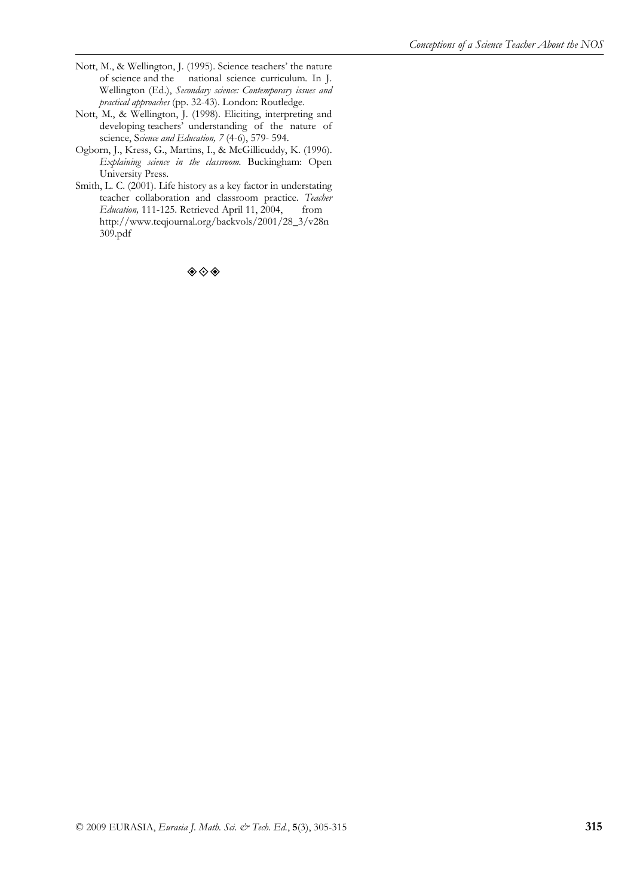Nott, M., & Wellington, J. (1995). Science teachers' the nature of science and the national science curriculum. In J. Wellington (Ed.), *Secondary science: Contemporary issues and practical approaches* (pp. 32-43). London: Routledge.

Nott, M., & Wellington, J. (1998). Eliciting, interpreting and developing teachers' understanding of the nature of science, S*cience and Education, 7* (4-6), 579- 594.

Ogborn, J., Kress, G., Martins, I., & McGillicuddy, K. (1996). *Explaining science in the classroom.* Buckingham: Open University Press.

Smith, L. C. (2001). Life history as a key factor in understating teacher collaboration and classroom practice. *Teacher Education,* 111-125. Retrieved April 11, 2004, from http://www.teqjournal.org/backvols/2001/28_3/v28n309.pdf

◈◇◈